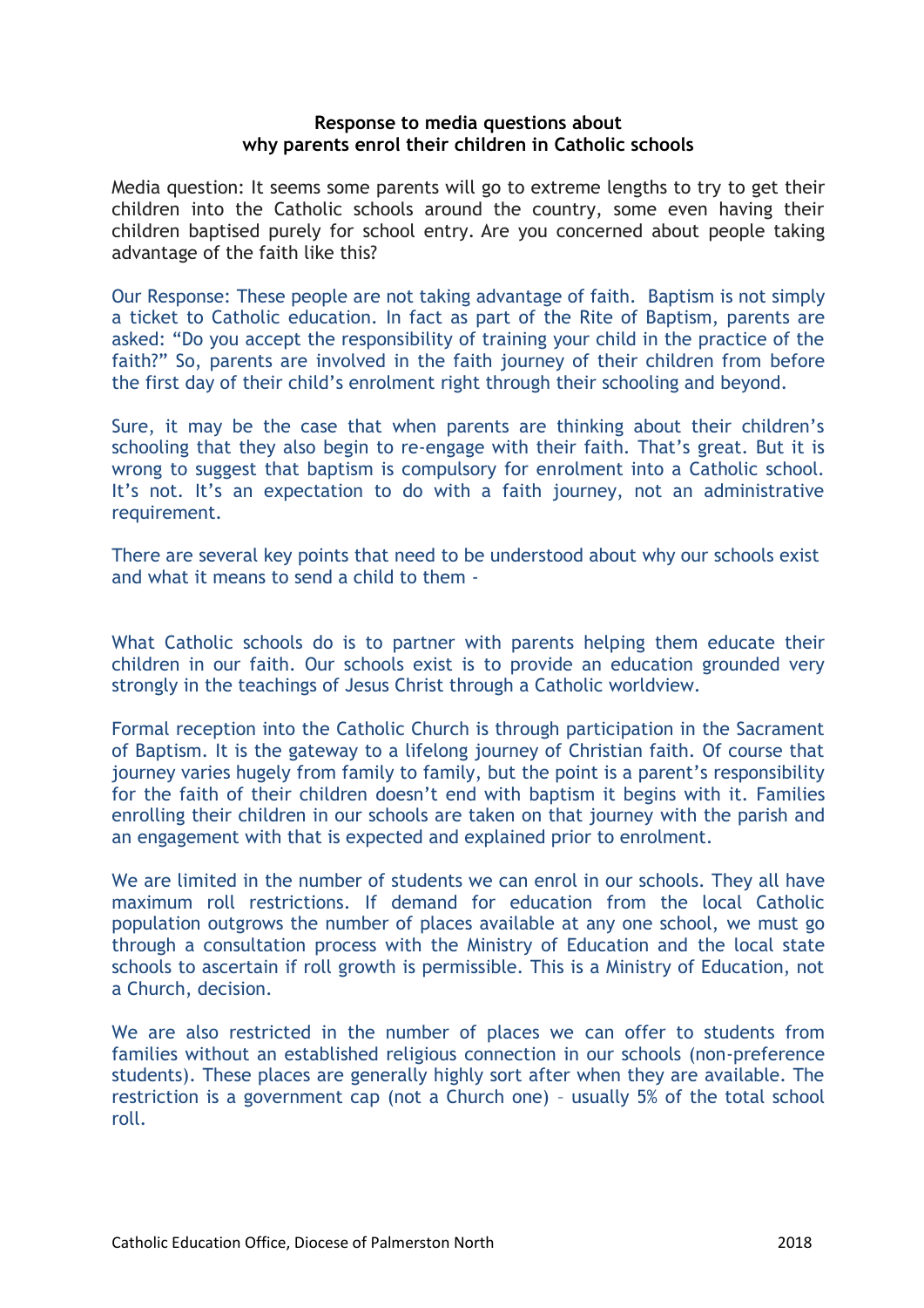**Response to media questions about why parents enrol their children in Catholic schools**

Media question: It seems some parents will go to extreme lengths to try to get their children into the Catholic schools around the country, some even having their children baptised purely for school entry. Are you concerned about people taking advantage of the faith like this?

Our Response: These people are not taking advantage of faith. Baptism is not simply a ticket to Catholic education. In fact as part of the Rite of Baptism, parents are asked: "Do you accept the responsibility of training your child in the practice of the faith?" So, parents are involved in the faith journey of their children from before the first day of their child's enrolment right through their schooling and beyond.

Sure, it may be the case that when parents are thinking about their children's schooling that they also begin to re-engage with their faith. That's great. But it is wrong to suggest that baptism is compulsory for enrolment into a Catholic school. It's not. It's an expectation to do with a faith journey, not an administrative requirement.

There are several key points that need to be understood about why our schools exist and what it means to send a child to them -

What Catholic schools do is to partner with parents helping them educate their children in our faith. Our schools exist is to provide an education grounded very strongly in the teachings of Jesus Christ through a Catholic worldview.

Formal reception into the Catholic Church is through participation in the Sacrament of Baptism. It is the gateway to a lifelong journey of Christian faith. Of course that journey varies hugely from family to family, but the point is a parent's responsibility for the faith of their children doesn't end with baptism it begins with it. Families enrolling their children in our schools are taken on that journey with the parish and an engagement with that is expected and explained prior to enrolment.

We are limited in the number of students we can enrol in our schools. They all have maximum roll restrictions. If demand for education from the local Catholic population outgrows the number of places available at any one school, we must go through a consultation process with the Ministry of Education and the local state schools to ascertain if roll growth is permissible. This is a Ministry of Education, not a Church, decision.

We are also restricted in the number of places we can offer to students from families without an established religious connection in our schools (non-preference students). These places are generally highly sort after when they are available. The restriction is a government cap (not a Church one) – usually 5% of the total school roll.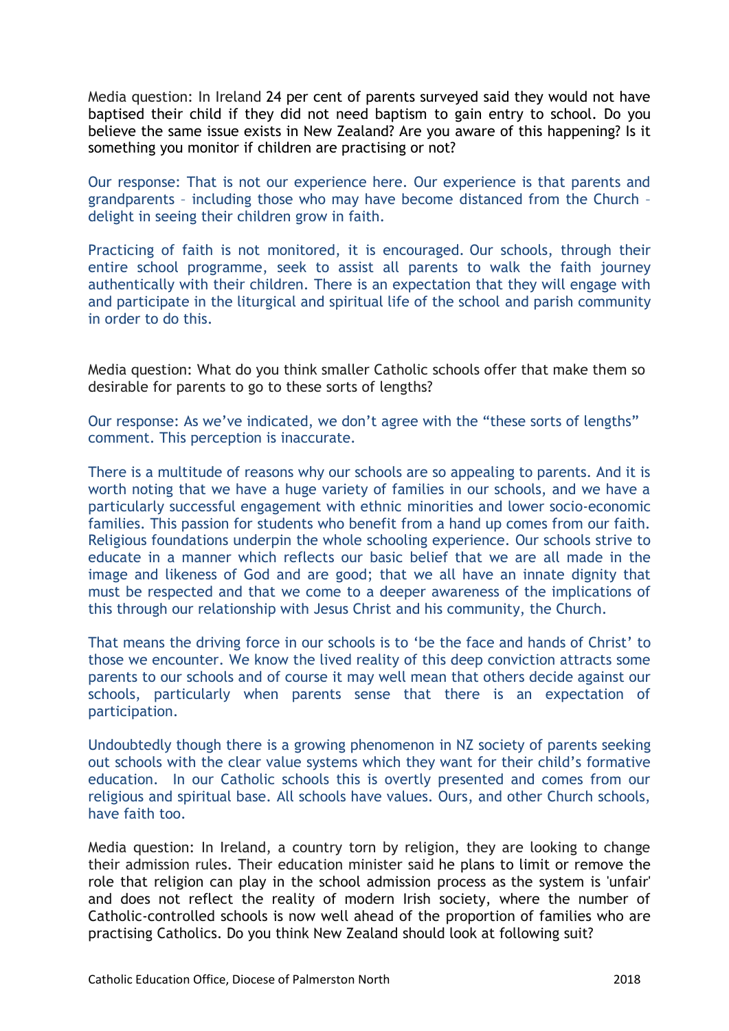Media question: In Ireland 24 per cent of parents surveyed said they would not have baptised their child if they did not need baptism to gain entry to school. Do you believe the same issue exists in New Zealand? Are you aware of this happening? Is it something you monitor if children are practising or not?

Our response: That is not our experience here. Our experience is that parents and grandparents – including those who may have become distanced from the Church – delight in seeing their children grow in faith.

Practicing of faith is not monitored, it is encouraged. Our schools, through their entire school programme, seek to assist all parents to walk the faith journey authentically with their children. There is an expectation that they will engage with and participate in the liturgical and spiritual life of the school and parish community in order to do this.

Media question: What do you think smaller Catholic schools offer that make them so desirable for parents to go to these sorts of lengths?

Our response: As we've indicated, we don't agree with the "these sorts of lengths" comment. This perception is inaccurate.

There is a multitude of reasons why our schools are so appealing to parents. And it is worth noting that we have a huge variety of families in our schools, and we have a particularly successful engagement with ethnic minorities and lower socio-economic families. This passion for students who benefit from a hand up comes from our faith. Religious foundations underpin the whole schooling experience. Our schools strive to educate in a manner which reflects our basic belief that we are all made in the image and likeness of God and are good; that we all have an innate dignity that must be respected and that we come to a deeper awareness of the implications of this through our relationship with Jesus Christ and his community, the Church.

That means the driving force in our schools is to 'be the face and hands of Christ' to those we encounter. We know the lived reality of this deep conviction attracts some parents to our schools and of course it may well mean that others decide against our schools, particularly when parents sense that there is an expectation of participation.

Undoubtedly though there is a growing phenomenon in NZ society of parents seeking out schools with the clear value systems which they want for their child's formative education. In our Catholic schools this is overtly presented and comes from our religious and spiritual base. All schools have values. Ours, and other Church schools, have faith too.

Media question: In Ireland, a country torn by religion, they are looking to change their admission rules. Their education minister said he plans to limit or remove the role that religion can play in the school admission process as the system is 'unfair' and does not reflect the reality of modern Irish society, where the number of Catholic-controlled schools is now well ahead of the proportion of families who are practising Catholics. Do you think New Zealand should look at following suit?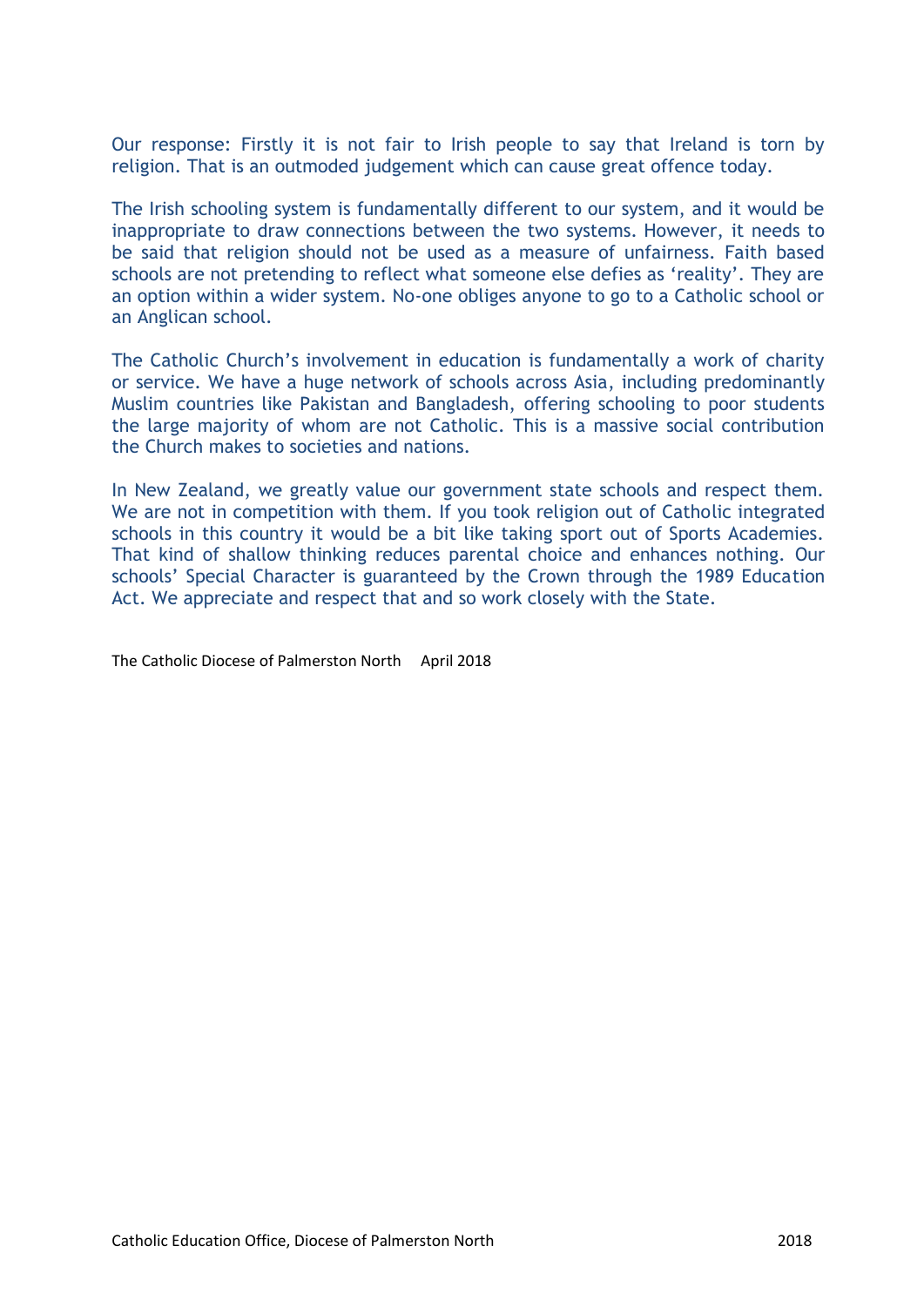Our response: Firstly it is not fair to Irish people to say that Ireland is torn by religion. That is an outmoded judgement which can cause great offence today.

The Irish schooling system is fundamentally different to our system, and it would be inappropriate to draw connections between the two systems. However, it needs to be said that religion should not be used as a measure of unfairness. Faith based schools are not pretending to reflect what someone else defies as 'reality'. They are an option within a wider system. No-one obliges anyone to go to a Catholic school or an Anglican school.

The Catholic Church's involvement in education is fundamentally a work of charity or service. We have a huge network of schools across Asia, including predominantly Muslim countries like Pakistan and Bangladesh, offering schooling to poor students the large majority of whom are not Catholic. This is a massive social contribution the Church makes to societies and nations.

In New Zealand, we greatly value our government state schools and respect them. We are not in competition with them. If you took religion out of Catholic integrated schools in this country it would be a bit like taking sport out of Sports Academies. That kind of shallow thinking reduces parental choice and enhances nothing. Our schools' Special Character is guaranteed by the Crown through the 1989 Education Act. We appreciate and respect that and so work closely with the State.

The Catholic Diocese of Palmerston North April 2018